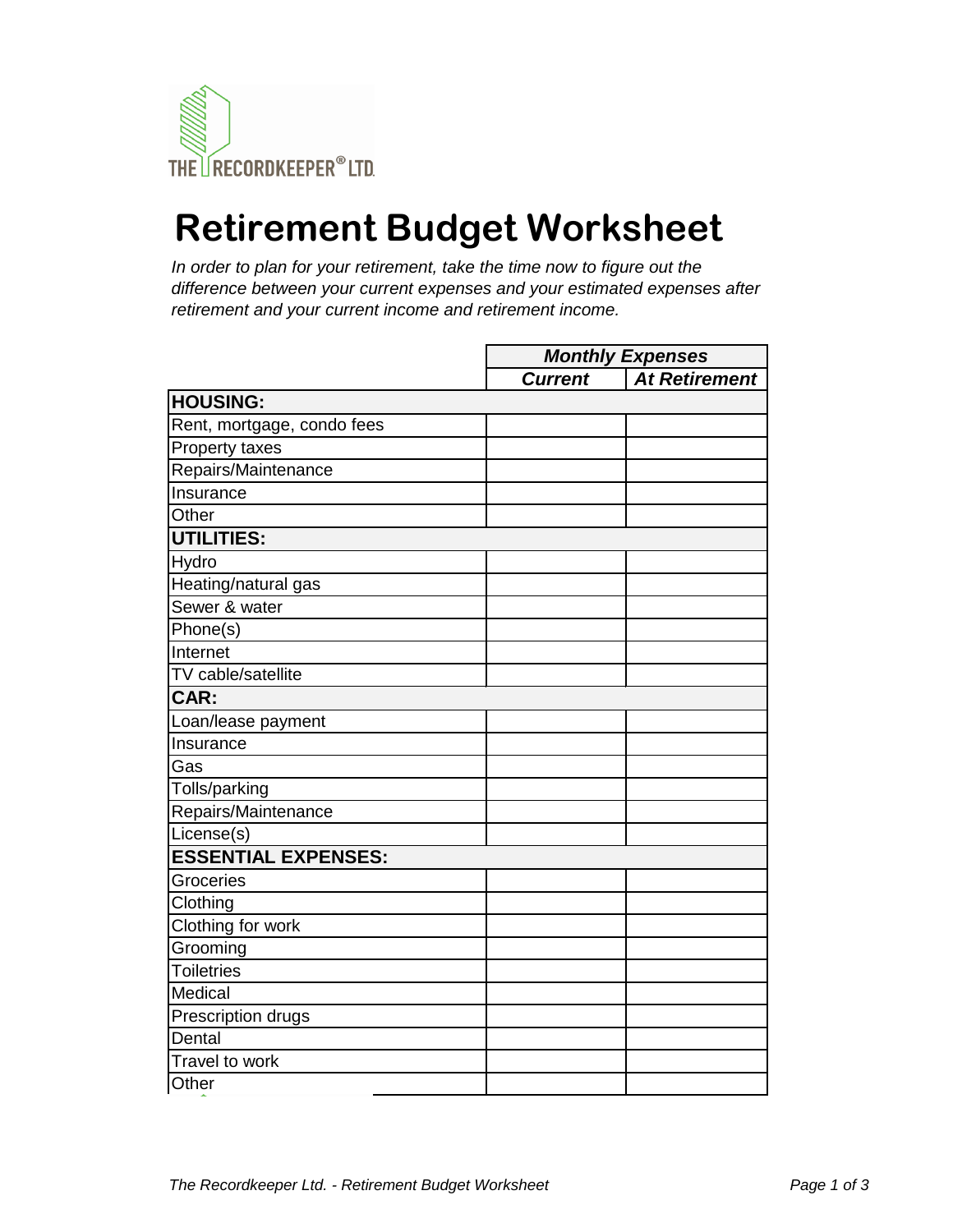THE RECORDKEEPER® LTD.

# Retirement Budget Worksheet

*In order to plan for your retirement, take the time now to figure out the difference between your current expenses and your estimated expenses after retirement and your current income and retirement income.*

| | ***Monthly Expenses*** | |
|---|---|---|
| | ***Current*** | ***At Retirement*** |
| **HOUSING:** | | |
| Rent, mortgage, condo fees | | |
| Property taxes | | |
| Repairs/Maintenance | | |
| Insurance | | |
| Other | | |
| **UTILITIES:** | | |
| Hydro | | |
| Heating/natural gas | | |
| Sewer & water | | |
| Phone(s) | | |
| Internet | | |
| TV cable/satellite | | |
| **CAR:** | | |
| Loan/lease payment | | |
| Insurance | | |
| Gas | | |
| Tolls/parking | | |
| Repairs/Maintenance | | |
| License(s) | | |
| **ESSENTIAL EXPENSES:** | | |
| Groceries | | |
| Clothing | | |
| Clothing for work | | |
| Grooming | | |
| Toiletries | | |
| Medical | | |
| Prescription drugs | | |
| Dental | | |
| Travel to work | | |
| Other | | |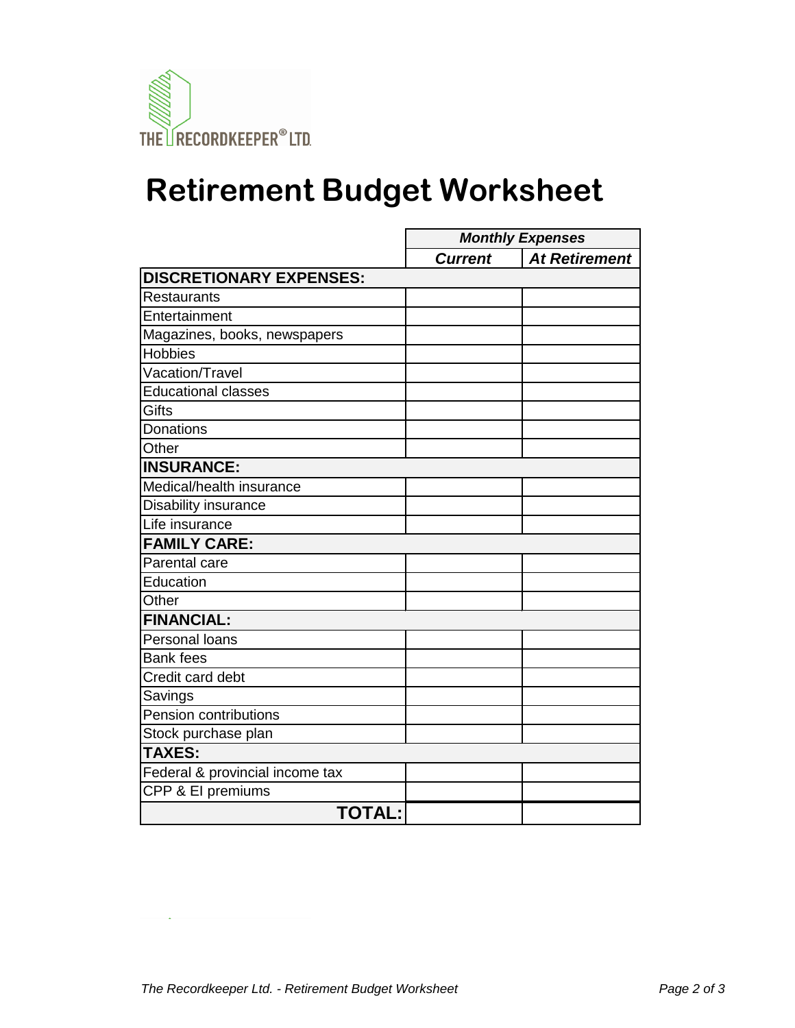THE RECORDKEEPER® LTD.

# Retirement Budget Worksheet

| | Monthly Expenses | |
|---|---|---|
| | ***Current*** | ***At Retirement*** |
| **DISCRETIONARY EXPENSES:** | | |
| Restaurants | | |
| Entertainment | | |
| Magazines, books, newspapers | | |
| Hobbies | | |
| Vacation/Travel | | |
| Educational classes | | |
| Gifts | | |
| Donations | | |
| Other | | |
| **INSURANCE:** | | |
| Medical/health insurance | | |
| Disability insurance | | |
| Life insurance | | |
| **FAMILY CARE:** | | |
| Parental care | | |
| Education | | |
| Other | | |
| **FINANCIAL:** | | |
| Personal loans | | |
| Bank fees | | |
| Credit card debt | | |
| Savings | | |
| Pension contributions | | |
| Stock purchase plan | | |
| **TAXES:** | | |
| Federal & provincial income tax | | |
| CPP & EI premiums | | |
| **TOTAL:** | | |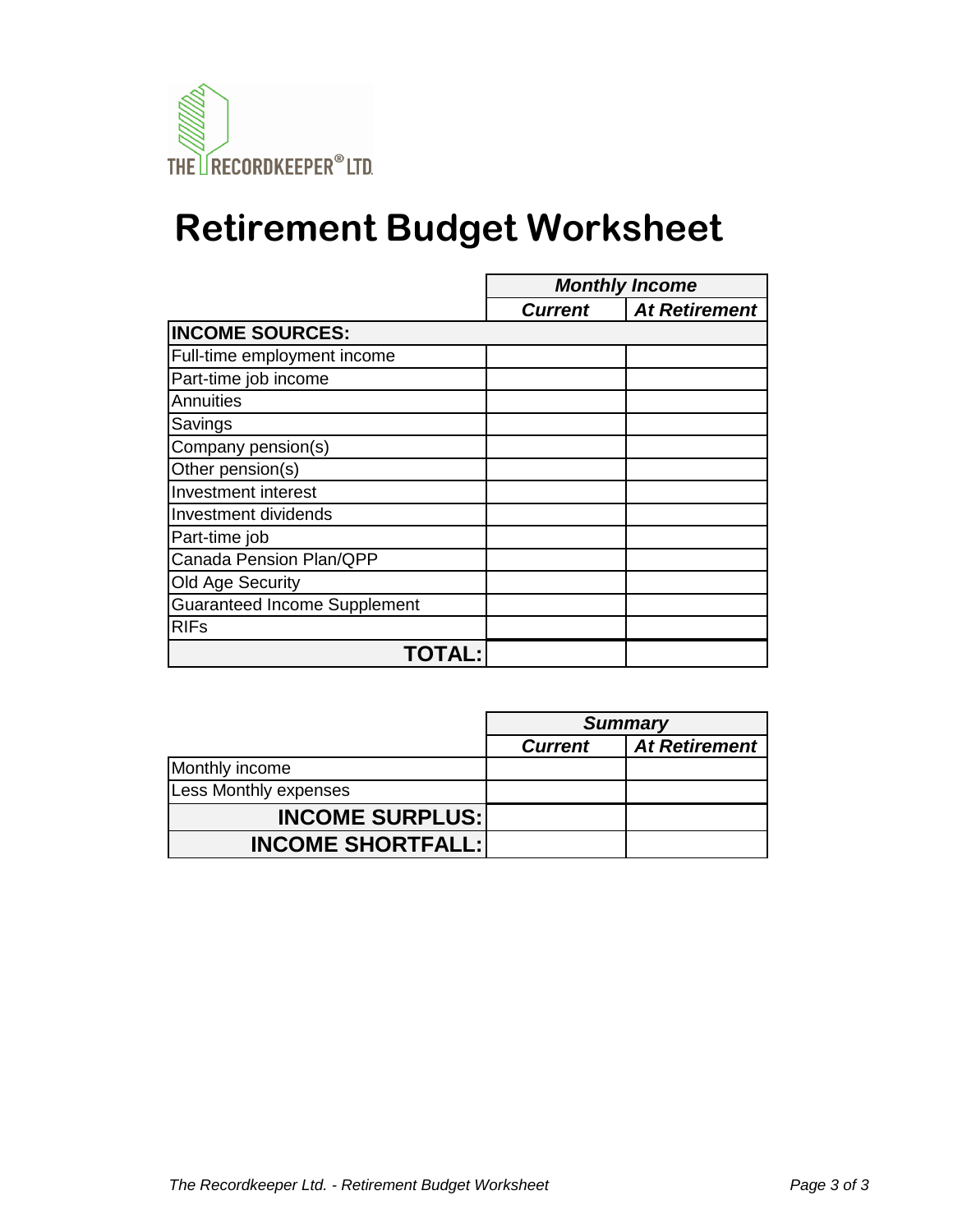THE RECORDKEEPER® LTD.

# Retirement Budget Worksheet

| | Monthly Income | |
|---|---|---|
| | **Current** | **At Retirement** |
| **INCOME SOURCES:** | | |
| Full-time employment income | | |
| Part-time job income | | |
| Annuities | | |
| Savings | | |
| Company pension(s) | | |
| Other pension(s) | | |
| Investment interest | | |
| Investment dividends | | |
| Part-time job | | |
| Canada Pension Plan/QPP | | |
| Old Age Security | | |
| Guaranteed Income Supplement | | |
| RIFs | | |
| **TOTAL:** | | |

| | Summary | |
|---|---|---|
| | **Current** | **At Retirement** |
| Monthly income | | |
| Less Monthly expenses | | |
| **INCOME SURPLUS:** | | |
| **INCOME SHORTFALL:** | | |